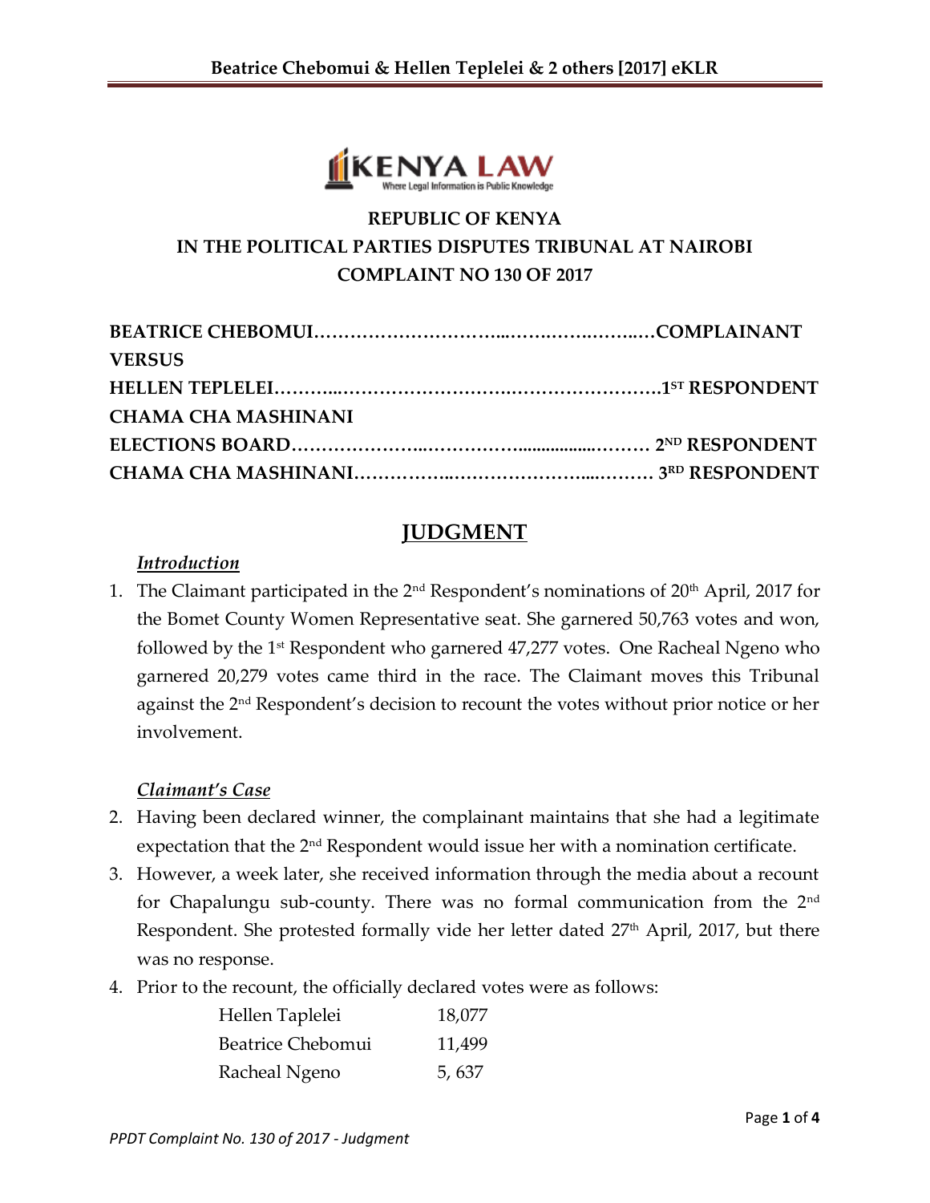REPUBLIC OF KENYA

IN THE POLITICAL PARTIES DISPUTES TRIBUNAL AT NAIROBI

COMPLAINT NO 130 OF 2017

**BEATRICE CHEBOMUI…………………………...……….……….…..…COMPLAINANT**

**VERSUS**

**HELLEN TEPLELEI………..……………………….…………………….1ST RESPONDENT**

**CHAMA CHA MASHINANI**

**ELECTIONS BOARD…………………..…………….................……… 2ND RESPONDENT**

**CHAMA CHA MASHINANI……………..………………….....……… 3RD RESPONDENT**

# JUDGMENT

### *Introduction*

1. The Claimant participated in the 2nd Respondent's nominations of 20th April, 2017 for the Bomet County Women Representative seat. She garnered 50,763 votes and won, followed by the 1st Respondent who garnered 47,277 votes. One Racheal Ngeno who garnered 20,279 votes came third in the race. The Claimant moves this Tribunal against the 2nd Respondent's decision to recount the votes without prior notice or her involvement.

### *Claimant's Case*

2. Having been declared winner, the complainant maintains that she had a legitimate expectation that the 2nd Respondent would issue her with a nomination certificate.
3. However, a week later, she received information through the media about a recount for Chapalungu sub-county. There was no formal communication from the 2nd Respondent. She protested formally vide her letter dated 27th April, 2017, but there was no response.
4. Prior to the recount, the officially declared votes were as follows:

| | |
|---|---|
| Hellen Taplelei | 18,077 |
| Beatrice Chebomui | 11,499 |
| Racheal Ngeno | 5, 637 |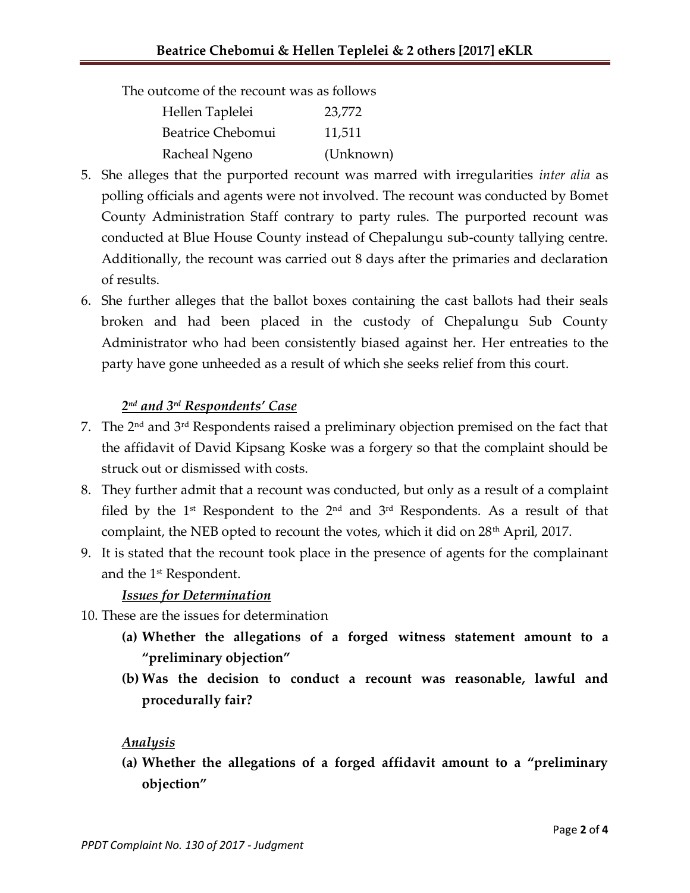The outcome of the recount was as follows

| | |
|---|---|
| Hellen Taplelei | 23,772 |
| Beatrice Chebomui | 11,511 |
| Racheal Ngeno | (Unknown) |

5. She alleges that the purported recount was marred with irregularities *inter alia* as polling officials and agents were not involved. The recount was conducted by Bomet County Administration Staff contrary to party rules. The purported recount was conducted at Blue House County instead of Chepalungu sub-county tallying centre. Additionally, the recount was carried out 8 days after the primaries and declaration of results.
6. She further alleges that the ballot boxes containing the cast ballots had their seals broken and had been placed in the custody of Chepalungu Sub County Administrator who had been consistently biased against her. Her entreaties to the party have gone unheeded as a result of which she seeks relief from this court.

***2nd and 3rd Respondents' Case***

7. The 2nd and 3rd Respondents raised a preliminary objection premised on the fact that the affidavit of David Kipsang Koske was a forgery so that the complaint should be struck out or dismissed with costs.
8. They further admit that a recount was conducted, but only as a result of a complaint filed by the 1st Respondent to the 2nd and 3rd Respondents. As a result of that complaint, the NEB opted to recount the votes, which it did on 28th April, 2017.
9. It is stated that the recount took place in the presence of agents for the complainant and the 1st Respondent.

***Issues for Determination***

10. These are the issues for determination
    **(a) Whether the allegations of a forged witness statement amount to a "preliminary objection"**
    **(b) Was the decision to conduct a recount was reasonable, lawful and procedurally fair?**

***Analysis***

**(a) Whether the allegations of a forged affidavit amount to a "preliminary objection"**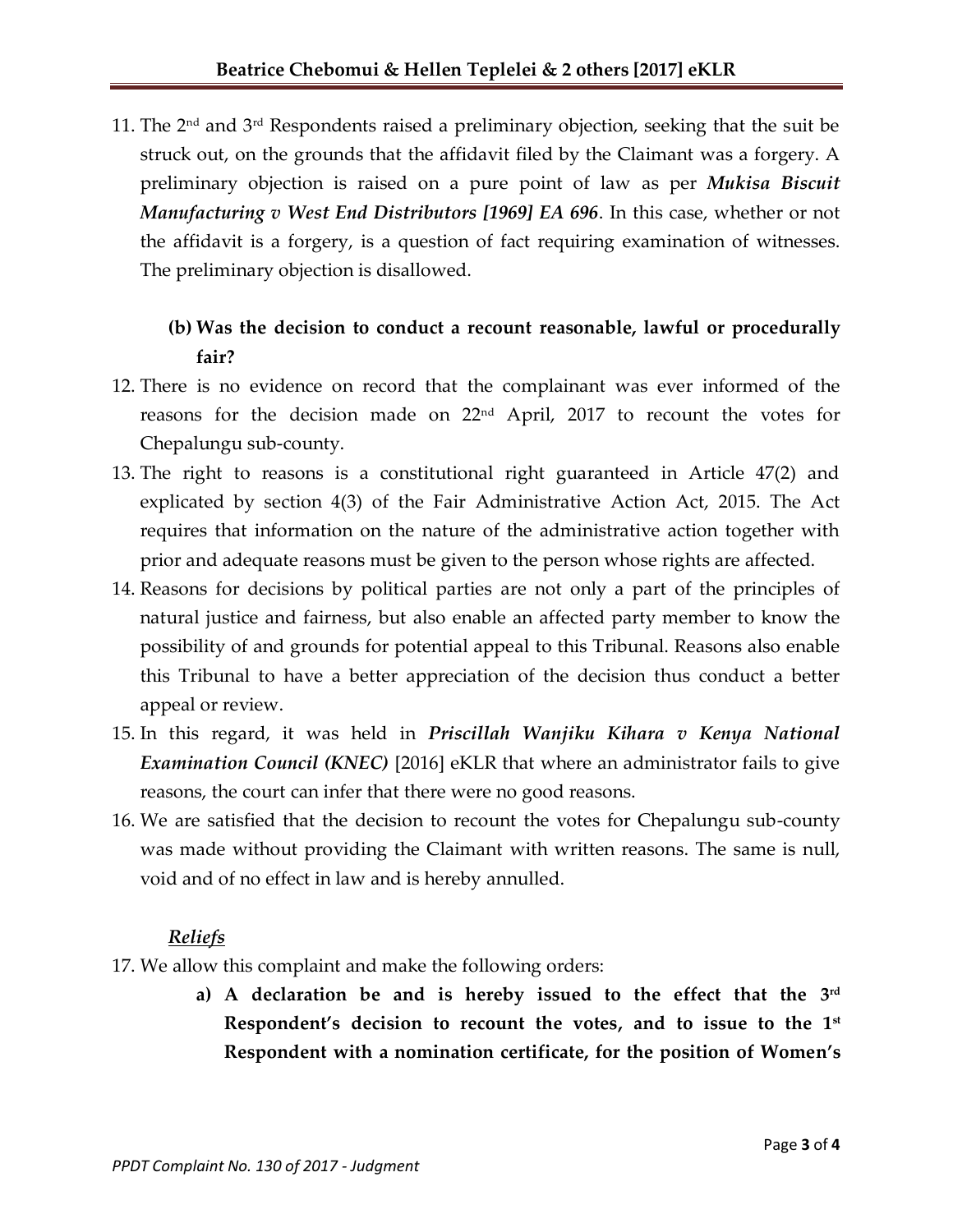11. The 2nd and 3rd Respondents raised a preliminary objection, seeking that the suit be struck out, on the grounds that the affidavit filed by the Claimant was a forgery. A preliminary objection is raised on a pure point of law as per ***Mukisa Biscuit Manufacturing v West End Distributors [1969] EA 696***. In this case, whether or not the affidavit is a forgery, is a question of fact requiring examination of witnesses. The preliminary objection is disallowed.

**(b) Was the decision to conduct a recount reasonable, lawful or procedurally fair?**

12. There is no evidence on record that the complainant was ever informed of the reasons for the decision made on 22nd April, 2017 to recount the votes for Chepalungu sub-county.
13. The right to reasons is a constitutional right guaranteed in Article 47(2) and explicated by section 4(3) of the Fair Administrative Action Act, 2015. The Act requires that information on the nature of the administrative action together with prior and adequate reasons must be given to the person whose rights are affected.
14. Reasons for decisions by political parties are not only a part of the principles of natural justice and fairness, but also enable an affected party member to know the possibility of and grounds for potential appeal to this Tribunal. Reasons also enable this Tribunal to have a better appreciation of the decision thus conduct a better appeal or review.
15. In this regard, it was held in ***Priscillah Wanjiku Kihara v Kenya National Examination Council (KNEC)*** [2016] eKLR that where an administrator fails to give reasons, the court can infer that there were no good reasons.
16. We are satisfied that the decision to recount the votes for Chepalungu sub-county was made without providing the Claimant with written reasons. The same is null, void and of no effect in law and is hereby annulled.

***<u>Reliefs</u>***

17. We allow this complaint and make the following orders:
    a) **A declaration be and is hereby issued to the effect that the 3rd Respondent's decision to recount the votes, and to issue to the 1st Respondent with a nomination certificate, for the position of Women's**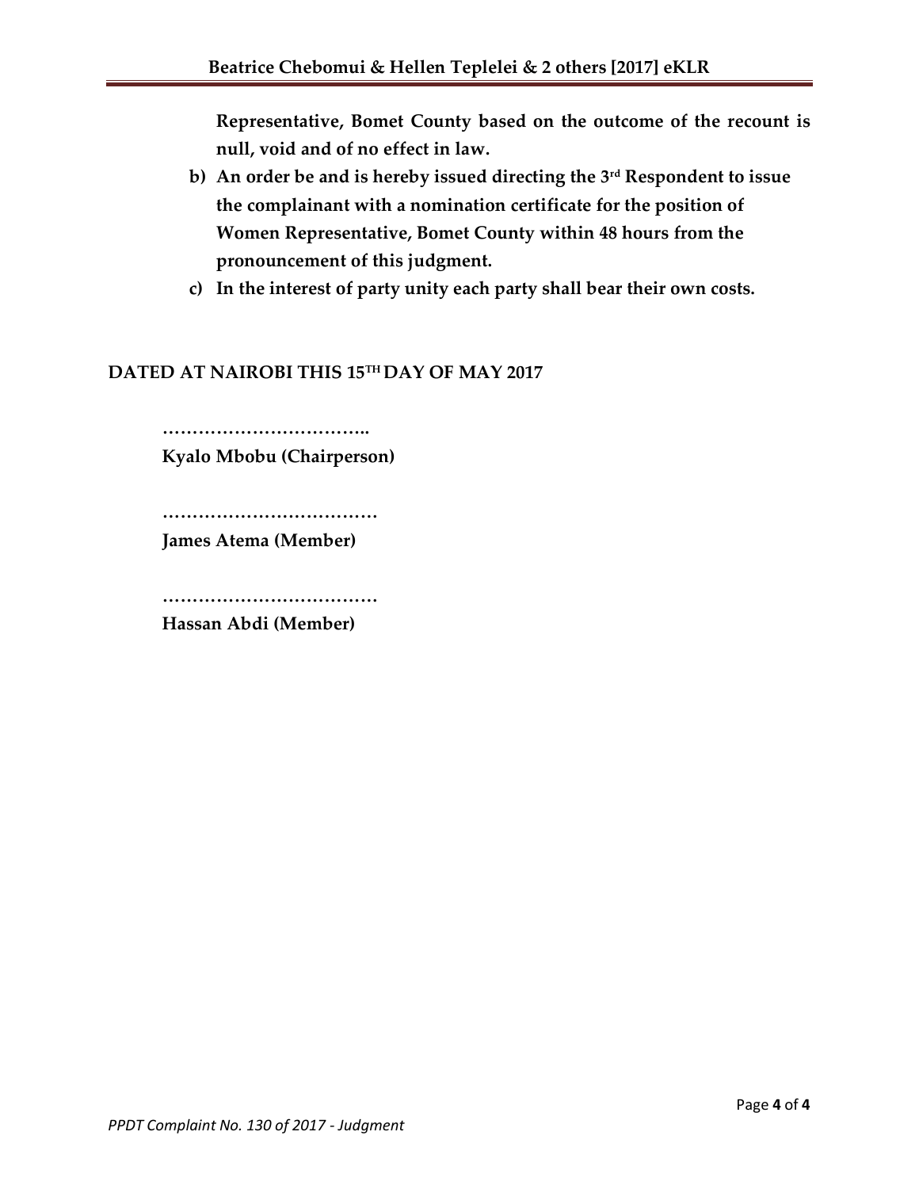**Representative, Bomet County based on the outcome of the recount is null, void and of no effect in law.**

b) **An order be and is hereby issued directing the 3rd Respondent to issue the complainant with a nomination certificate for the position of Women Representative, Bomet County within 48 hours from the pronouncement of this judgment.**

c) **In the interest of party unity each party shall bear their own costs.**

**DATED AT NAIROBI THIS 15TH DAY OF MAY 2017**

……………………………..

**Kyalo Mbobu (Chairperson)**

………………………………

**James Atema (Member)**

………………………………

**Hassan Abdi (Member)**